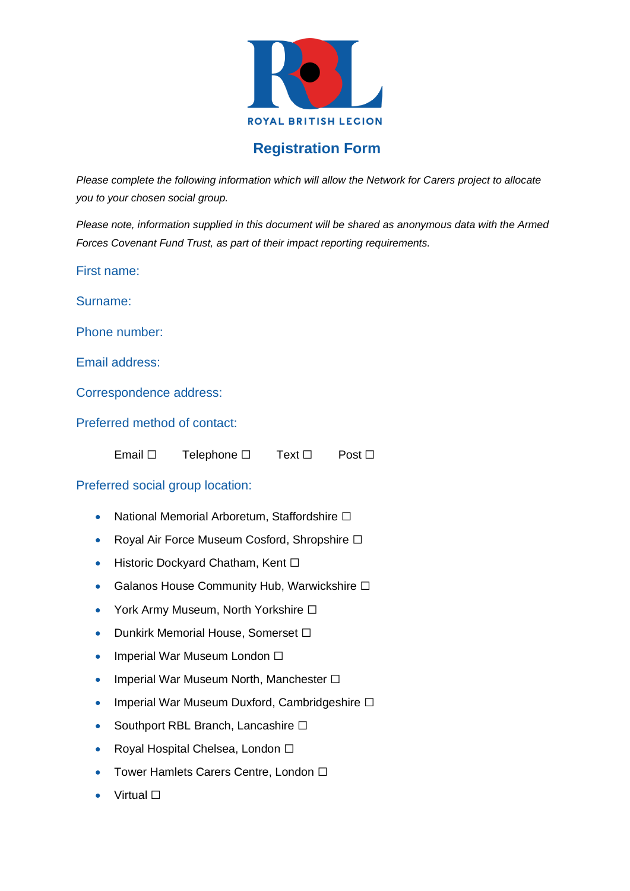ROYAL BRITISH LEGION

# Registration Form

*Please complete the following information which will allow the Network for Carers project to allocate you to your chosen social group.*

*Please note, information supplied in this document will be shared as anonymous data with the Armed Forces Covenant Fund Trust, as part of their impact reporting requirements.*

First name:

Surname:

Phone number:

Email address:

Correspondence address:

Preferred method of contact:

Email ☐ Telephone ☐ Text ☐ Post ☐

Preferred social group location:

- National Memorial Arboretum, Staffordshire ☐
- Royal Air Force Museum Cosford, Shropshire ☐
- Historic Dockyard Chatham, Kent ☐
- Galanos House Community Hub, Warwickshire ☐
- York Army Museum, North Yorkshire ☐
- Dunkirk Memorial House, Somerset ☐
- Imperial War Museum London ☐
- Imperial War Museum North, Manchester ☐
- Imperial War Museum Duxford, Cambridgeshire ☐
- Southport RBL Branch, Lancashire ☐
- Royal Hospital Chelsea, London ☐
- Tower Hamlets Carers Centre, London ☐
- Virtual ☐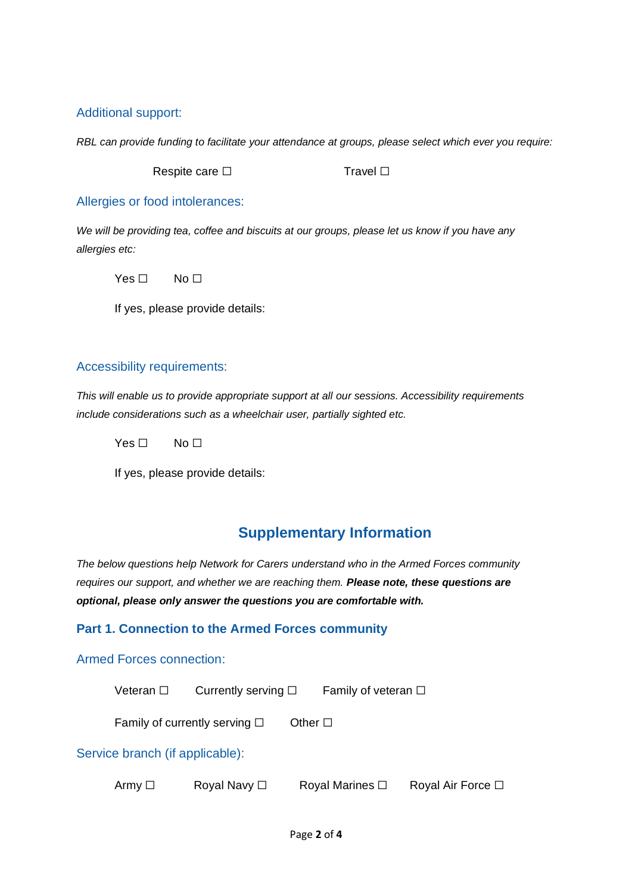### Additional support:

*RBL can provide funding to facilitate your attendance at groups, please select which ever you require:*

Respite care ☐ Travel ☐

### Allergies or food intolerances:

*We will be providing tea, coffee and biscuits at our groups, please let us know if you have any allergies etc:*

Yes ☐ No ☐

If yes, please provide details:

### Accessibility requirements:

*This will enable us to provide appropriate support at all our sessions. Accessibility requirements include considerations such as a wheelchair user, partially sighted etc.*

Yes ☐ No ☐

If yes, please provide details:

## Supplementary Information

*The below questions help Network for Carers understand who in the Armed Forces community requires our support, and whether we are reaching them.* ***Please note, these questions are optional, please only answer the questions you are comfortable with.***

### Part 1. Connection to the Armed Forces community

### Armed Forces connection:

Veteran ☐ Currently serving ☐ Family of veteran ☐

Family of currently serving ☐ Other ☐

### Service branch (if applicable):

Army ☐ Royal Navy ☐ Royal Marines ☐ Royal Air Force ☐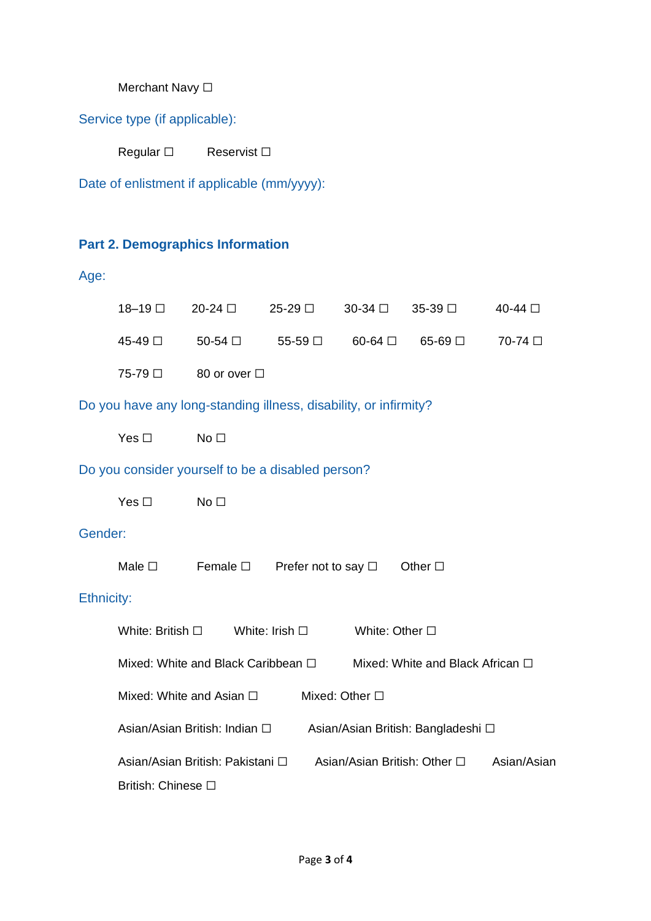Merchant Navy ☐

Service type (if applicable):

Regular ☐ Reservist ☐

Date of enlistment if applicable (mm/yyyy):

## Part 2. Demographics Information

Age:

18–19 ☐ 20-24 ☐ 25-29 ☐ 30-34 ☐ 35-39 ☐ 40-44 ☐

45-49 ☐ 50-54 ☐ 55-59 ☐ 60-64 ☐ 65-69 ☐ 70-74 ☐

75-79 ☐ 80 or over ☐

Do you have any long-standing illness, disability, or infirmity?

Yes ☐ No ☐

Do you consider yourself to be a disabled person?

Yes ☐ No ☐

Gender:

Male ☐ Female ☐ Prefer not to say ☐ Other ☐

Ethnicity:

White: British ☐ White: Irish ☐ White: Other ☐

Mixed: White and Black Caribbean ☐ Mixed: White and Black African ☐

Mixed: White and Asian ☐ Mixed: Other ☐

Asian/Asian British: Indian ☐ Asian/Asian British: Bangladeshi ☐

Asian/Asian British: Pakistani ☐ Asian/Asian British: Other ☐ Asian/Asian British: Chinese ☐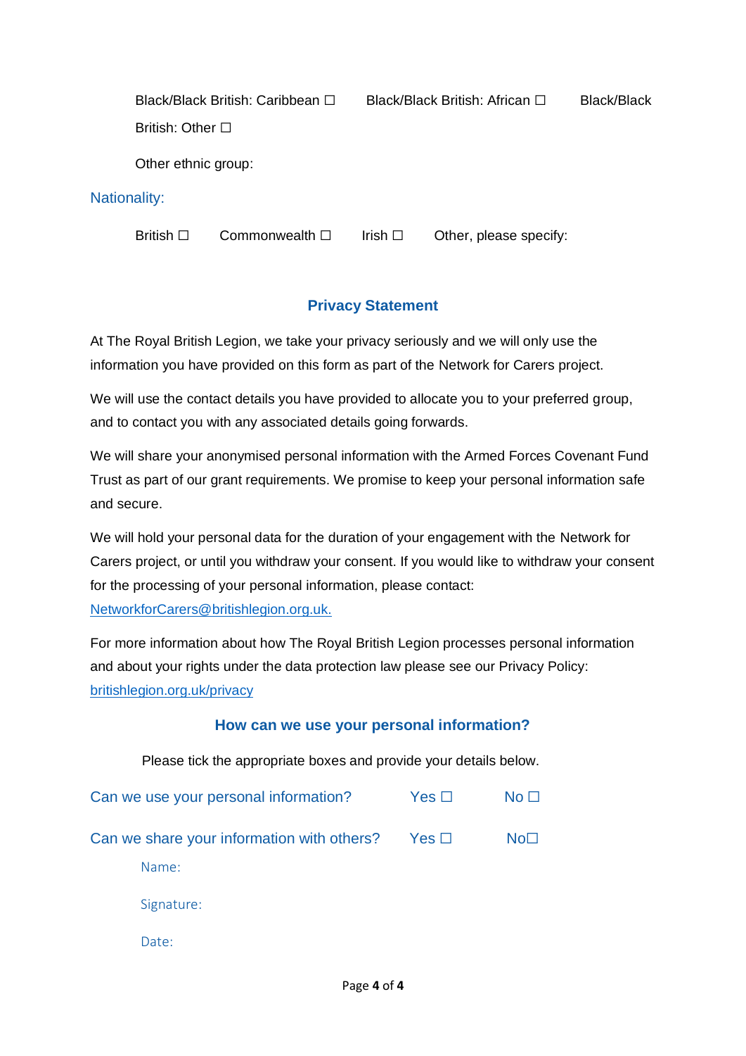Black/Black British: Caribbean ☐ Black/Black British: African ☐ Black/Black British: Other ☐

Other ethnic group:

Nationality:

British ☐ Commonwealth ☐ Irish ☐ Other, please specify:

## Privacy Statement

At The Royal British Legion, we take your privacy seriously and we will only use the information you have provided on this form as part of the Network for Carers project.

We will use the contact details you have provided to allocate you to your preferred group, and to contact you with any associated details going forwards.

We will share your anonymised personal information with the Armed Forces Covenant Fund Trust as part of our grant requirements. We promise to keep your personal information safe and secure.

We will hold your personal data for the duration of your engagement with the Network for Carers project, or until you withdraw your consent. If you would like to withdraw your consent for the processing of your personal information, please contact: NetworkforCarers@britishlegion.org.uk.

For more information about how The Royal British Legion processes personal information and about your rights under the data protection law please see our Privacy Policy: britishlegion.org.uk/privacy

## How can we use your personal information?

Please tick the appropriate boxes and provide your details below.

Can we use your personal information? Yes ☐ No ☐

Can we share your information with others? Yes ☐ No☐

Name:

Signature:

Date: